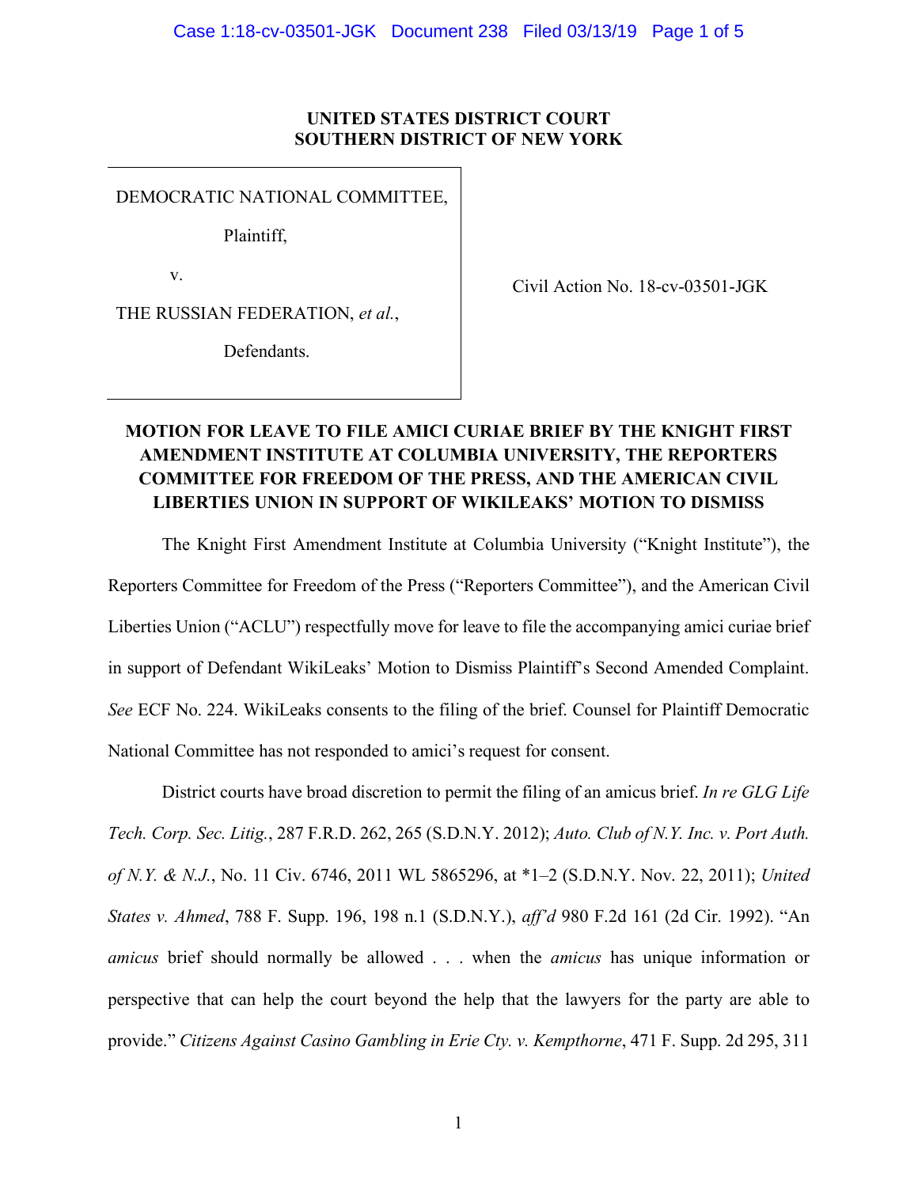**UNITED STATES DISTRICT COURT**
**SOUTHERN DISTRICT OF NEW YORK**

DEMOCRATIC NATIONAL COMMITTEE,

Plaintiff,

v.

THE RUSSIAN FEDERATION, *et al.*,

Defendants.

Civil Action No. 18-cv-03501-JGK

**MOTION FOR LEAVE TO FILE AMICI CURIAE BRIEF BY THE KNIGHT FIRST AMENDMENT INSTITUTE AT COLUMBIA UNIVERSITY, THE REPORTERS COMMITTEE FOR FREEDOM OF THE PRESS, AND THE AMERICAN CIVIL LIBERTIES UNION IN SUPPORT OF WIKILEAKS' MOTION TO DISMISS**

The Knight First Amendment Institute at Columbia University ("Knight Institute"), the Reporters Committee for Freedom of the Press ("Reporters Committee"), and the American Civil Liberties Union ("ACLU") respectfully move for leave to file the accompanying amici curiae brief in support of Defendant WikiLeaks' Motion to Dismiss Plaintiff's Second Amended Complaint. *See* ECF No. 224. WikiLeaks consents to the filing of the brief. Counsel for Plaintiff Democratic National Committee has not responded to amici's request for consent.

District courts have broad discretion to permit the filing of an amicus brief. *In re GLG Life Tech. Corp. Sec. Litig.*, 287 F.R.D. 262, 265 (S.D.N.Y. 2012); *Auto. Club of N.Y. Inc. v. Port Auth. of N.Y. & N.J.*, No. 11 Civ. 6746, 2011 WL 5865296, at *1–2 (S.D.N.Y. Nov. 22, 2011); *United States v. Ahmed*, 788 F. Supp. 196, 198 n.1 (S.D.N.Y.), *aff'd* 980 F.2d 161 (2d Cir. 1992). "An *amicus* brief should normally be allowed . . . when the *amicus* has unique information or perspective that can help the court beyond the help that the lawyers for the party are able to provide." *Citizens Against Casino Gambling in Erie Cty. v. Kempthorne*, 471 F. Supp. 2d 295, 311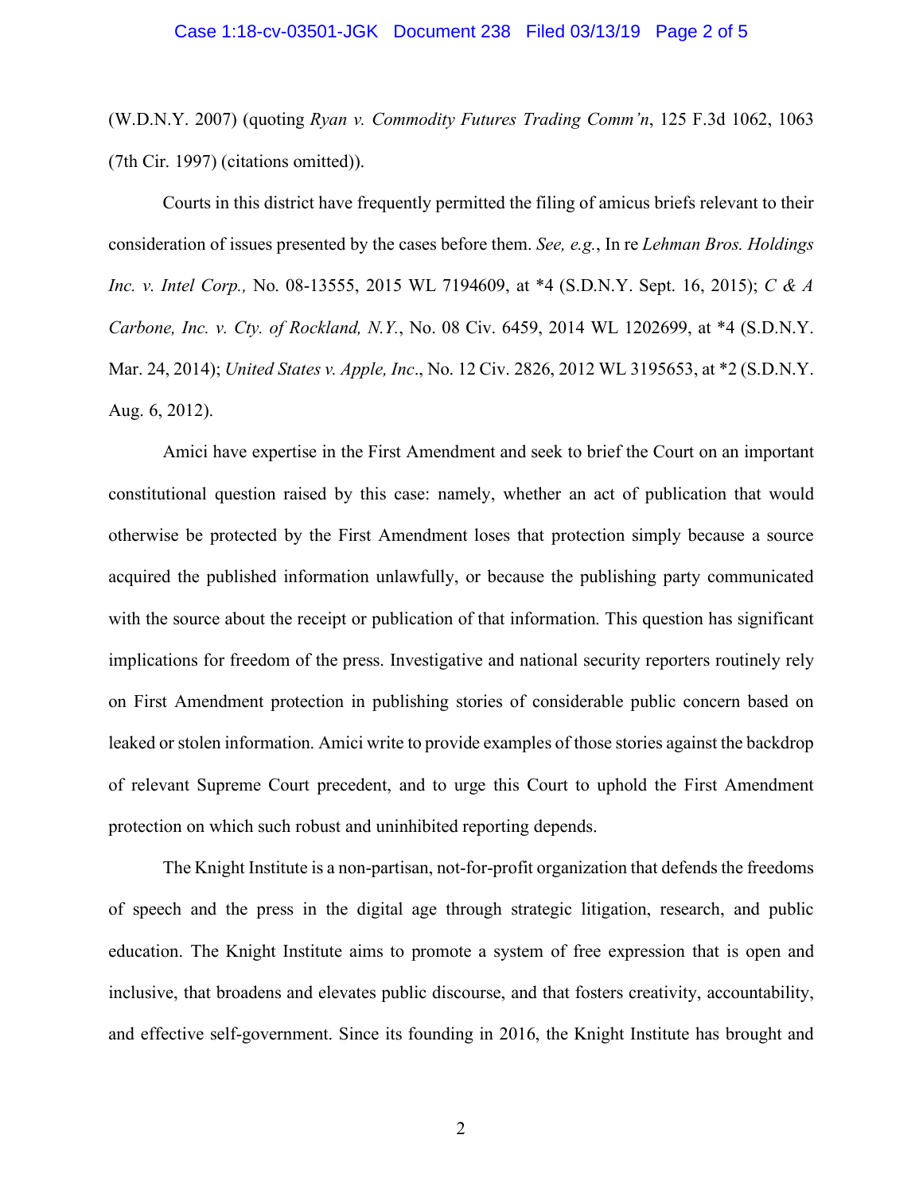(W.D.N.Y. 2007) (quoting *Ryan v. Commodity Futures Trading Comm'n*, 125 F.3d 1062, 1063 (7th Cir. 1997) (citations omitted)).

Courts in this district have frequently permitted the filing of amicus briefs relevant to their consideration of issues presented by the cases before them. *See, e.g.*, In re *Lehman Bros. Holdings Inc. v. Intel Corp.,* No. 08-13555, 2015 WL 7194609, at *4 (S.D.N.Y. Sept. 16, 2015); *C & A Carbone, Inc. v. Cty. of Rockland, N.Y.*, No. 08 Civ. 6459, 2014 WL 1202699, at *4 (S.D.N.Y. Mar. 24, 2014); *United States v. Apple, Inc*., No. 12 Civ. 2826, 2012 WL 3195653, at *2 (S.D.N.Y. Aug. 6, 2012).

Amici have expertise in the First Amendment and seek to brief the Court on an important constitutional question raised by this case: namely, whether an act of publication that would otherwise be protected by the First Amendment loses that protection simply because a source acquired the published information unlawfully, or because the publishing party communicated with the source about the receipt or publication of that information. This question has significant implications for freedom of the press. Investigative and national security reporters routinely rely on First Amendment protection in publishing stories of considerable public concern based on leaked or stolen information. Amici write to provide examples of those stories against the backdrop of relevant Supreme Court precedent, and to urge this Court to uphold the First Amendment protection on which such robust and uninhibited reporting depends.

The Knight Institute is a non-partisan, not-for-profit organization that defends the freedoms of speech and the press in the digital age through strategic litigation, research, and public education. The Knight Institute aims to promote a system of free expression that is open and inclusive, that broadens and elevates public discourse, and that fosters creativity, accountability, and effective self-government. Since its founding in 2016, the Knight Institute has brought and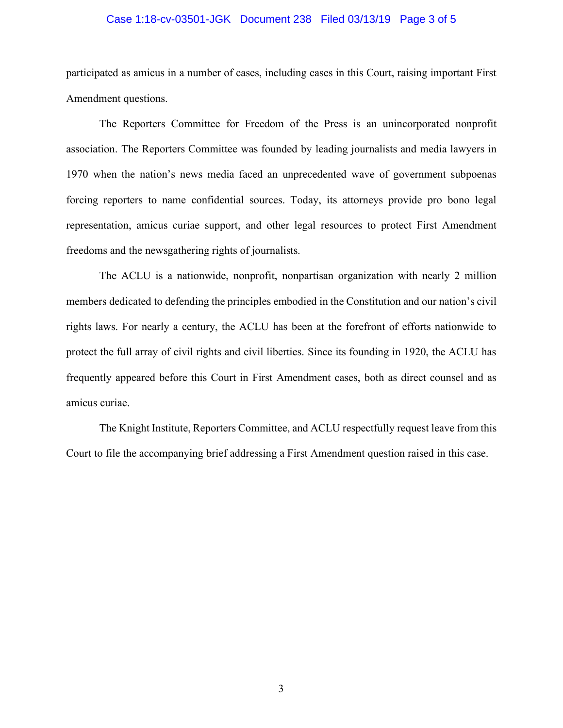participated as amicus in a number of cases, including cases in this Court, raising important First Amendment questions.

The Reporters Committee for Freedom of the Press is an unincorporated nonprofit association. The Reporters Committee was founded by leading journalists and media lawyers in 1970 when the nation's news media faced an unprecedented wave of government subpoenas forcing reporters to name confidential sources. Today, its attorneys provide pro bono legal representation, amicus curiae support, and other legal resources to protect First Amendment freedoms and the newsgathering rights of journalists.

The ACLU is a nationwide, nonprofit, nonpartisan organization with nearly 2 million members dedicated to defending the principles embodied in the Constitution and our nation's civil rights laws. For nearly a century, the ACLU has been at the forefront of efforts nationwide to protect the full array of civil rights and civil liberties. Since its founding in 1920, the ACLU has frequently appeared before this Court in First Amendment cases, both as direct counsel and as amicus curiae.

The Knight Institute, Reporters Committee, and ACLU respectfully request leave from this Court to file the accompanying brief addressing a First Amendment question raised in this case.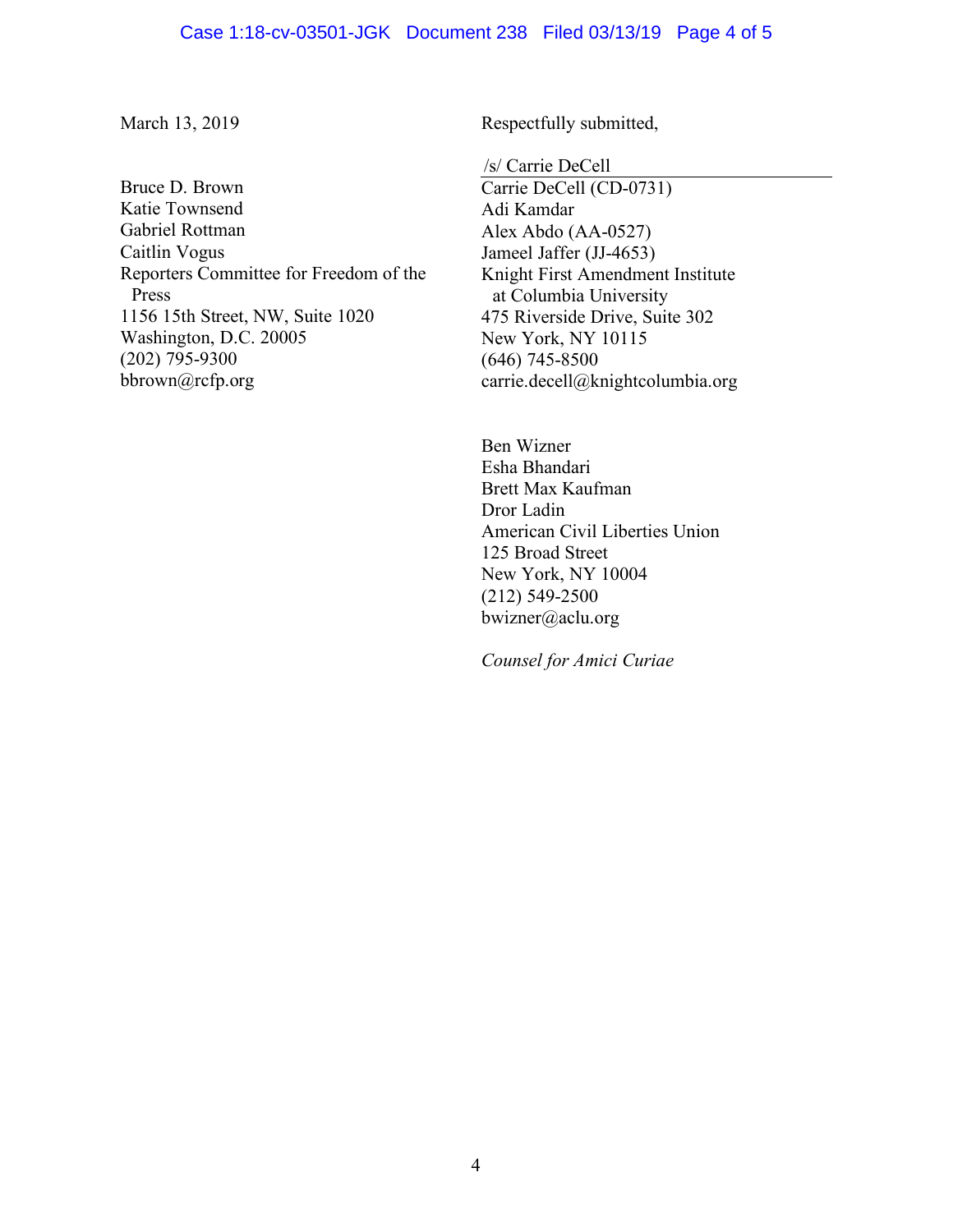March 13, 2019

Respectfully submitted,

/s/ Carrie DeCell

Carrie DeCell (CD-0731)
Adi Kamdar
Alex Abdo (AA-0527)
Jameel Jaffer (JJ-4653)
Knight First Amendment Institute
at Columbia University
475 Riverside Drive, Suite 302
New York, NY 10115
(646) 745-8500
carrie.decell@knightcolumbia.org

Ben Wizner
Esha Bhandari
Brett Max Kaufman
Dror Ladin
American Civil Liberties Union
125 Broad Street
New York, NY 10004
(212) 549-2500
bwizner@aclu.org

*Counsel for Amici Curiae*

Bruce D. Brown
Katie Townsend
Gabriel Rottman
Caitlin Vogus
Reporters Committee for Freedom of the Press
1156 15th Street, NW, Suite 1020
Washington, D.C. 20005
(202) 795-9300
bbrown@rcfp.org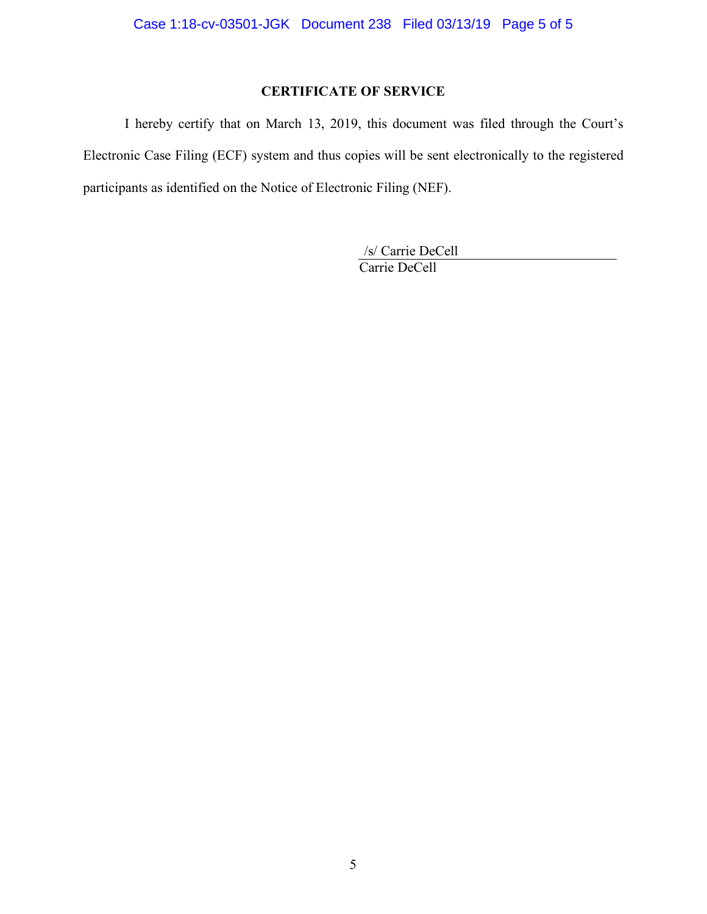## CERTIFICATE OF SERVICE

I hereby certify that on March 13, 2019, this document was filed through the Court's Electronic Case Filing (ECF) system and thus copies will be sent electronically to the registered participants as identified on the Notice of Electronic Filing (NEF).

/s/ Carrie DeCell
Carrie DeCell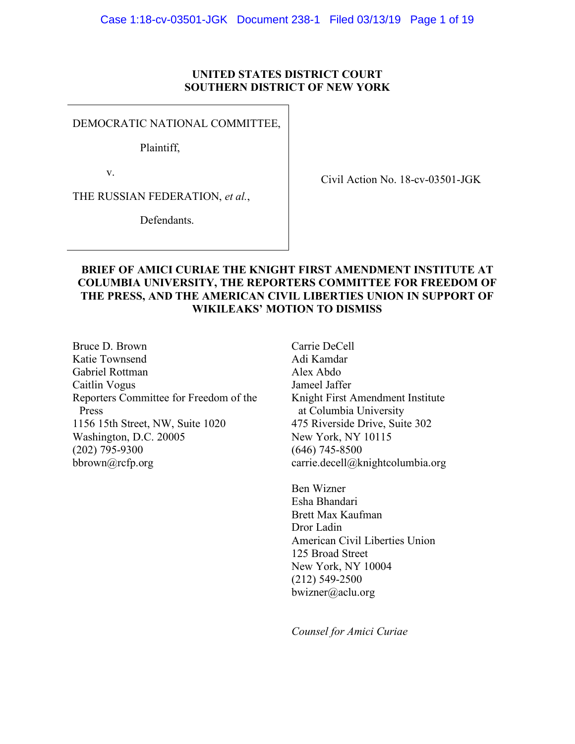**UNITED STATES DISTRICT COURT**
**SOUTHERN DISTRICT OF NEW YORK**

| | |
|---|---|
| DEMOCRATIC NATIONAL COMMITTEE,<br><br>Plaintiff,<br><br>v.<br><br>THE RUSSIAN FEDERATION, *et al.*,<br><br>Defendants. | Civil Action No. 18-cv-03501-JGK |

**BRIEF OF AMICI CURIAE THE KNIGHT FIRST AMENDMENT INSTITUTE AT COLUMBIA UNIVERSITY, THE REPORTERS COMMITTEE FOR FREEDOM OF THE PRESS, AND THE AMERICAN CIVIL LIBERTIES UNION IN SUPPORT OF WIKILEAKS' MOTION TO DISMISS**

Bruce D. Brown
Katie Townsend
Gabriel Rottman
Caitlin Vogus
Reporters Committee for Freedom of the Press
1156 15th Street, NW, Suite 1020
Washington, D.C. 20005
(202) 795-9300
bbrown@rcfp.org

Carrie DeCell
Adi Kamdar
Alex Abdo
Jameel Jaffer
Knight First Amendment Institute at Columbia University
475 Riverside Drive, Suite 302
New York, NY 10115
(646) 745-8500
carrie.decell@knightcolumbia.org

Ben Wizner
Esha Bhandari
Brett Max Kaufman
Dror Ladin
American Civil Liberties Union
125 Broad Street
New York, NY 10004
(212) 549-2500
bwizner@aclu.org

*Counsel for Amici Curiae*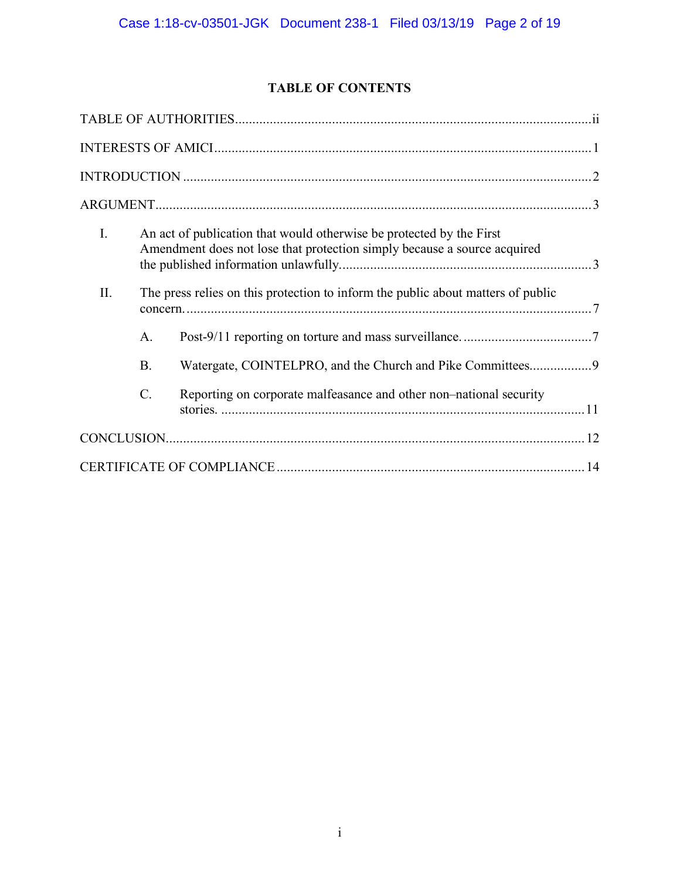# TABLE OF CONTENTS

TABLE OF AUTHORITIES ..................................................................................................... ii

INTERESTS OF AMICI ........................................................................................................... 1

INTRODUCTION ..................................................................................................................... 2

ARGUMENT ............................................................................................................................. 3

I. An act of publication that would otherwise be protected by the First Amendment does not lose that protection simply because a source acquired the published information unlawfully. ........................................................................ 3

II. The press relies on this protection to inform the public about matters of public concern. .................................................................................................................... 7

  A. Post-9/11 reporting on torture and mass surveillance. ..................................... 7

  B. Watergate, COINTELPRO, and the Church and Pike Committees. ................. 9

  C. Reporting on corporate malfeasance and other non–national security stories. ........................................................................................................ 11

CONCLUSION ........................................................................................................................ 12

CERTIFICATE OF COMPLIANCE ....................................................................................... 14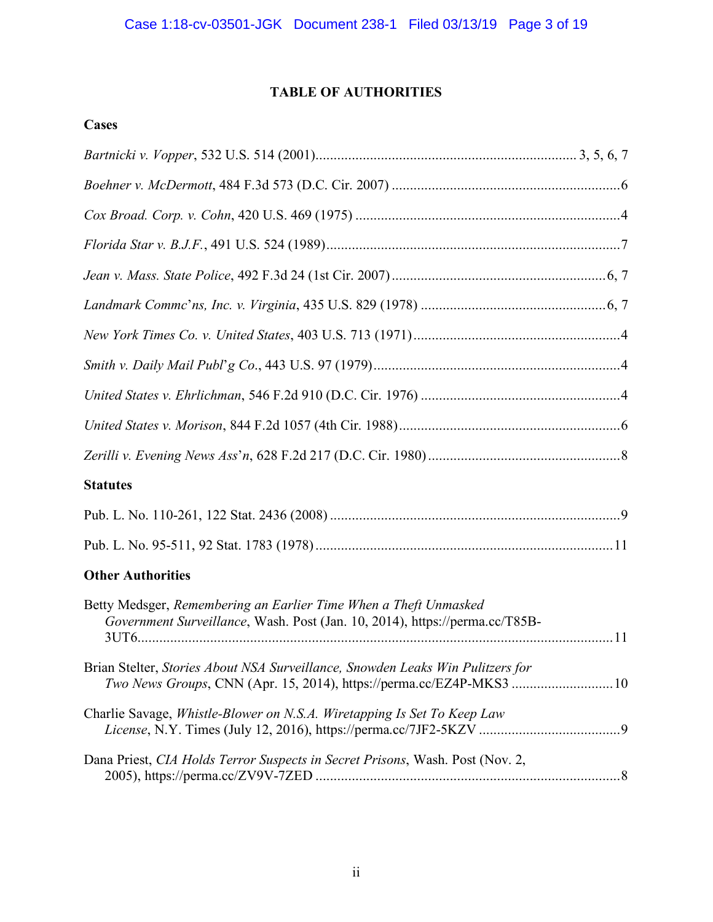# TABLE OF AUTHORITIES

## Cases

*Bartnicki v. Vopper*, 532 U.S. 514 (2001)....................................................................... 3, 5, 6, 7

*Boehner v. McDermott*, 484 F.3d 573 (D.C. Cir. 2007) ...............................................................6

*Cox Broad. Corp. v. Cohn*, 420 U.S. 469 (1975) ........................................................................4

*Florida Star v. B.J.F.*, 491 U.S. 524 (1989).................................................................................7

*Jean v. Mass. State Police*, 492 F.3d 24 (1st Cir. 2007)..........................................................6, 7

*Landmark Commc'ns, Inc. v. Virginia*, 435 U.S. 829 (1978) ..................................................6, 7

*New York Times Co. v. United States*, 403 U.S. 713 (1971)........................................................4

*Smith v. Daily Mail Publ'g Co.*, 443 U.S. 97 (1979)....................................................................4

*United States v. Ehrlichman*, 546 F.2d 910 (D.C. Cir. 1976) ......................................................4

*United States v. Morison*, 844 F.2d 1057 (4th Cir. 1988).............................................................6

*Zerilli v. Evening News Ass'n*, 628 F.2d 217 (D.C. Cir. 1980) ....................................................8

## Statutes

Pub. L. No. 110-261, 122 Stat. 2436 (2008) ................................................................................9

Pub. L. No. 95-511, 92 Stat. 1783 (1978) .................................................................................11

## Other Authorities

Betty Medsger, *Remembering an Earlier Time When a Theft Unmasked Government Surveillance*, Wash. Post (Jan. 10, 2014), https://perma.cc/T85B-3UT6.................................................................................................................................11

Brian Stelter, *Stories About NSA Surveillance, Snowden Leaks Win Pulitzers for Two News Groups*, CNN (Apr. 15, 2014), https://perma.cc/EZ4P-MKS3 ............................10

Charlie Savage, *Whistle-Blower on N.S.A. Wiretapping Is Set To Keep Law License*, N.Y. Times (July 12, 2016), https://perma.cc/7JF2-5KZV .......................................9

Dana Priest, *CIA Holds Terror Suspects in Secret Prisons*, Wash. Post (Nov. 2, 2005), https://perma.cc/ZV9V-7ZED ....................................................................................8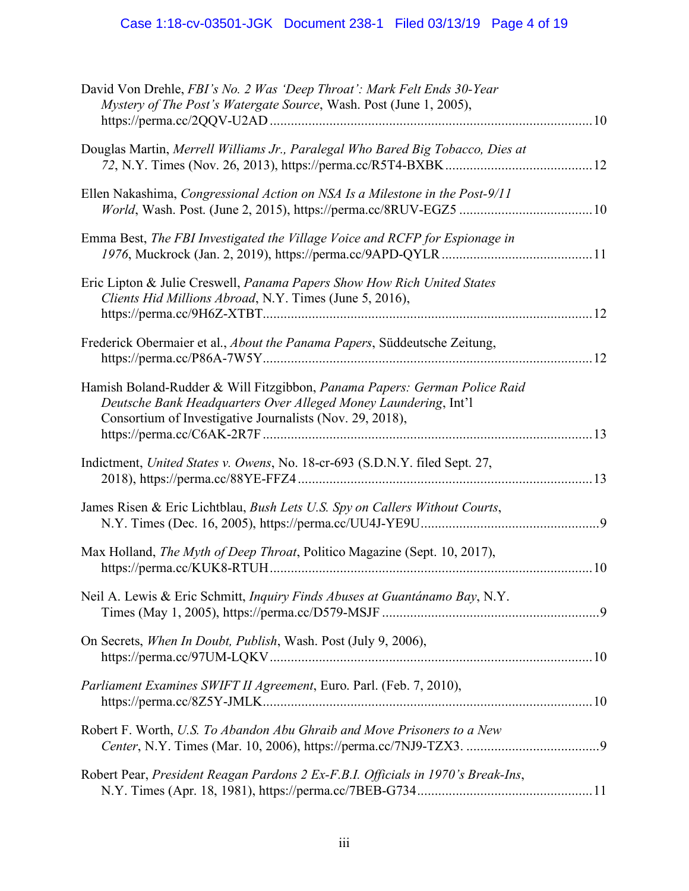David Von Drehle, *FBI's No. 2 Was 'Deep Throat': Mark Felt Ends 30-Year Mystery of The Post's Watergate Source*, Wash. Post (June 1, 2005), https://perma.cc/2QQV-U2AD ........................................................................................ 10

Douglas Martin, *Merrell Williams Jr., Paralegal Who Bared Big Tobacco, Dies at 72*, N.Y. Times (Nov. 26, 2013), https://perma.cc/R5T4-BXBK ........................................ 12

Ellen Nakashima, *Congressional Action on NSA Is a Milestone in the Post-9/11 World*, Wash. Post. (June 2, 2015), https://perma.cc/8RUV-EGZ5 ..................................... 10

Emma Best, *The FBI Investigated the Village Voice and RCFP for Espionage in 1976*, Muckrock (Jan. 2, 2019), https://perma.cc/9APD-QYLR .......................................... 11

Eric Lipton & Julie Creswell, *Panama Papers Show How Rich United States Clients Hid Millions Abroad*, N.Y. Times (June 5, 2016), https://perma.cc/9H6Z-XTBT.......................................................................................... 12

Frederick Obermaier et al., *About the Panama Papers*, Süddeutsche Zeitung, https://perma.cc/P86A-7W5Y.......................................................................................... 12

Hamish Boland-Rudder & Will Fitzgibbon, *Panama Papers: German Police Raid Deutsche Bank Headquarters Over Alleged Money Laundering*, Int'l Consortium of Investigative Journalists (Nov. 29, 2018), https://perma.cc/C6AK-2R7F .......................................................................................... 13

Indictment, *United States v. Owens*, No. 18-cr-693 (S.D.N.Y. filed Sept. 27, 2018), https://perma.cc/88YE-FFZ4 ................................................................................ 13

James Risen & Eric Lichtblau, *Bush Lets U.S. Spy on Callers Without Courts*, N.Y. Times (Dec. 16, 2005), https://perma.cc/UU4J-YE9U.................................................. 9

Max Holland, *The Myth of Deep Throat*, Politico Magazine (Sept. 10, 2017), https://perma.cc/KUK8-RTUH........................................................................................ 10

Neil A. Lewis & Eric Schmitt, *Inquiry Finds Abuses at Guantánamo Bay*, N.Y. Times (May 1, 2005), https://perma.cc/D579-MSJF ............................................................ 9

On Secrets, *When In Doubt, Publish*, Wash. Post (July 9, 2006), https://perma.cc/97UM-LQKV........................................................................................ 10

*Parliament Examines SWIFT II Agreement*, Euro. Parl. (Feb. 7, 2010), https://perma.cc/8Z5Y-JMLK.......................................................................................... 10

Robert F. Worth, *U.S. To Abandon Abu Ghraib and Move Prisoners to a New Center*, N.Y. Times (Mar. 10, 2006), https://perma.cc/7NJ9-TZX3. ..................................... 9

Robert Pear, *President Reagan Pardons 2 Ex-F.B.I. Officials in 1970's Break-Ins*, N.Y. Times (Apr. 18, 1981), https://perma.cc/7BEB-G734................................................ 11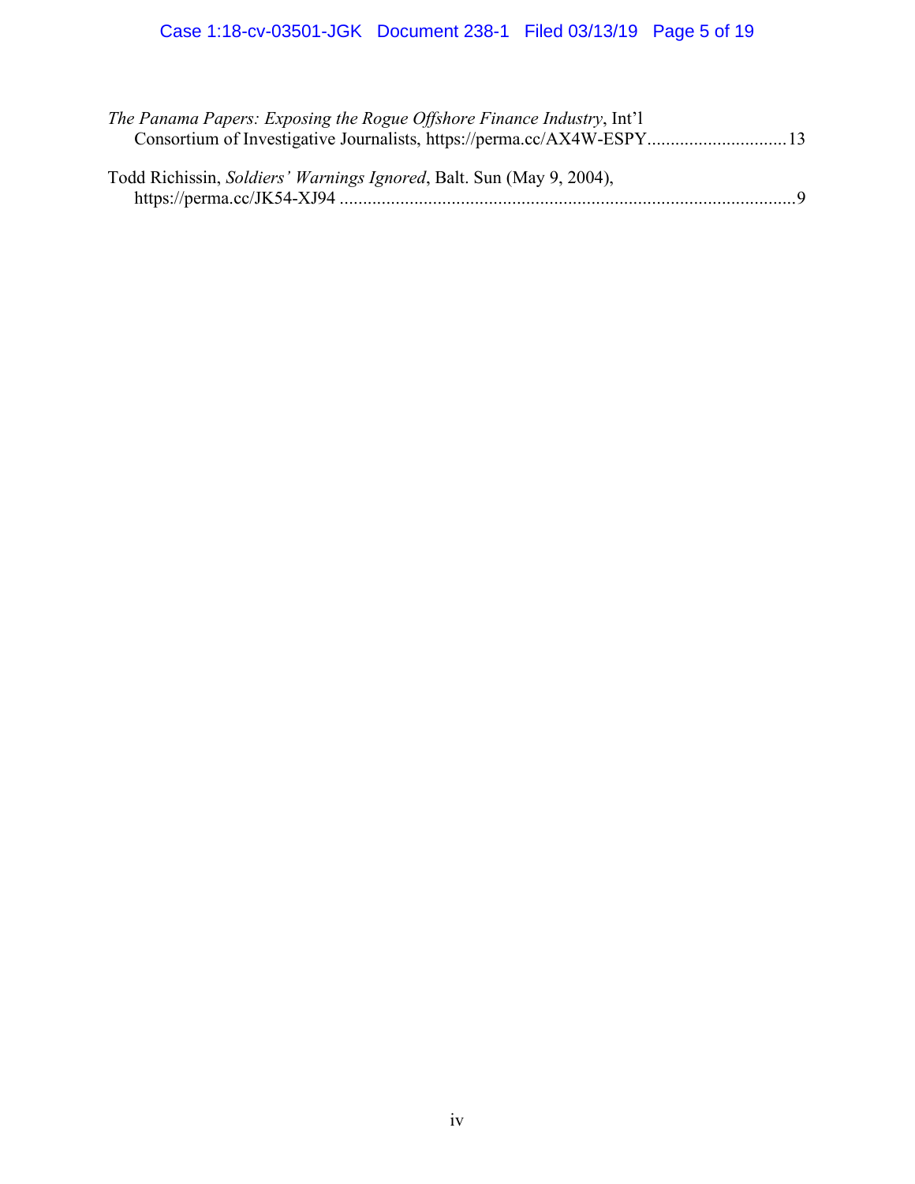*The Panama Papers: Exposing the Rogue Offshore Finance Industry*, Int'l Consortium of Investigative Journalists, https://perma.cc/AX4W-ESPY .............................13

Todd Richissin, *Soldiers' Warnings Ignored*, Balt. Sun (May 9, 2004), https://perma.cc/JK54-XJ94 ..................................................................................................9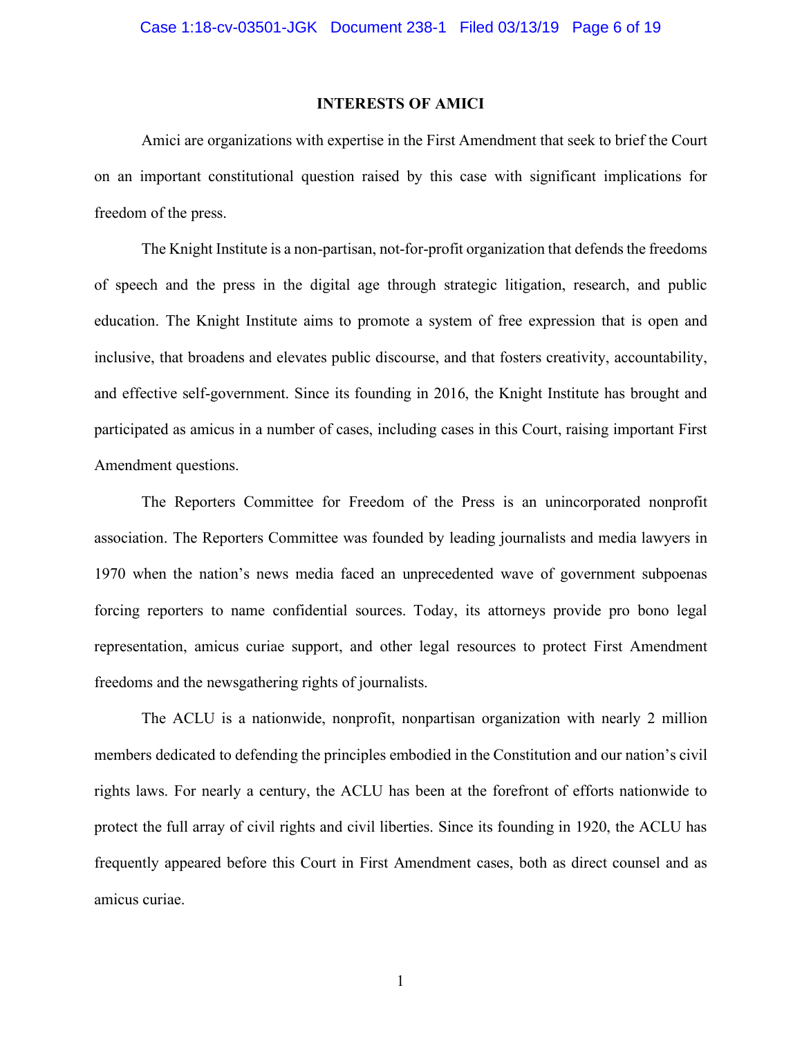## INTERESTS OF AMICI

Amici are organizations with expertise in the First Amendment that seek to brief the Court on an important constitutional question raised by this case with significant implications for freedom of the press.

The Knight Institute is a non-partisan, not-for-profit organization that defends the freedoms of speech and the press in the digital age through strategic litigation, research, and public education. The Knight Institute aims to promote a system of free expression that is open and inclusive, that broadens and elevates public discourse, and that fosters creativity, accountability, and effective self-government. Since its founding in 2016, the Knight Institute has brought and participated as amicus in a number of cases, including cases in this Court, raising important First Amendment questions.

The Reporters Committee for Freedom of the Press is an unincorporated nonprofit association. The Reporters Committee was founded by leading journalists and media lawyers in 1970 when the nation's news media faced an unprecedented wave of government subpoenas forcing reporters to name confidential sources. Today, its attorneys provide pro bono legal representation, amicus curiae support, and other legal resources to protect First Amendment freedoms and the newsgathering rights of journalists.

The ACLU is a nationwide, nonprofit, nonpartisan organization with nearly 2 million members dedicated to defending the principles embodied in the Constitution and our nation's civil rights laws. For nearly a century, the ACLU has been at the forefront of efforts nationwide to protect the full array of civil rights and civil liberties. Since its founding in 1920, the ACLU has frequently appeared before this Court in First Amendment cases, both as direct counsel and as amicus curiae.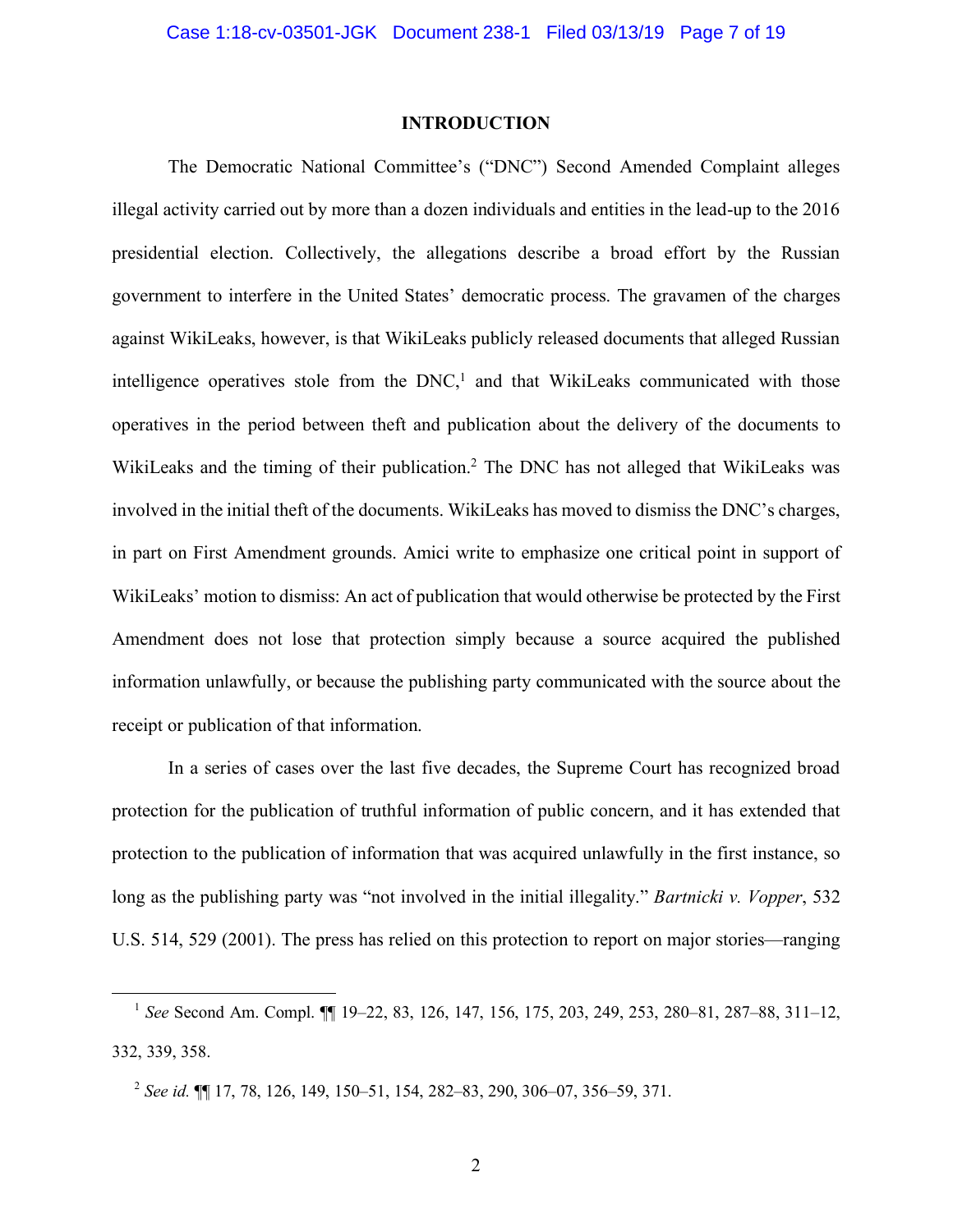## INTRODUCTION

The Democratic National Committee's ("DNC") Second Amended Complaint alleges illegal activity carried out by more than a dozen individuals and entities in the lead-up to the 2016 presidential election. Collectively, the allegations describe a broad effort by the Russian government to interfere in the United States' democratic process. The gravamen of the charges against WikiLeaks, however, is that WikiLeaks publicly released documents that alleged Russian intelligence operatives stole from the DNC,[1] and that WikiLeaks communicated with those operatives in the period between theft and publication about the delivery of the documents to WikiLeaks and the timing of their publication.[2] The DNC has not alleged that WikiLeaks was involved in the initial theft of the documents. WikiLeaks has moved to dismiss the DNC's charges, in part on First Amendment grounds. Amici write to emphasize one critical point in support of WikiLeaks' motion to dismiss: An act of publication that would otherwise be protected by the First Amendment does not lose that protection simply because a source acquired the published information unlawfully, or because the publishing party communicated with the source about the receipt or publication of that information.

In a series of cases over the last five decades, the Supreme Court has recognized broad protection for the publication of truthful information of public concern, and it has extended that protection to the publication of information that was acquired unlawfully in the first instance, so long as the publishing party was "not involved in the initial illegality." *Bartnicki v. Vopper*, 532 U.S. 514, 529 (2001). The press has relied on this protection to report on major stories—ranging

---

[1] *See* Second Am. Compl. ¶¶ 19–22, 83, 126, 147, 156, 175, 203, 249, 253, 280–81, 287–88, 311–12, 332, 339, 358.

[2] *See id.* ¶¶ 17, 78, 126, 149, 150–51, 154, 282–83, 290, 306–07, 356–59, 371.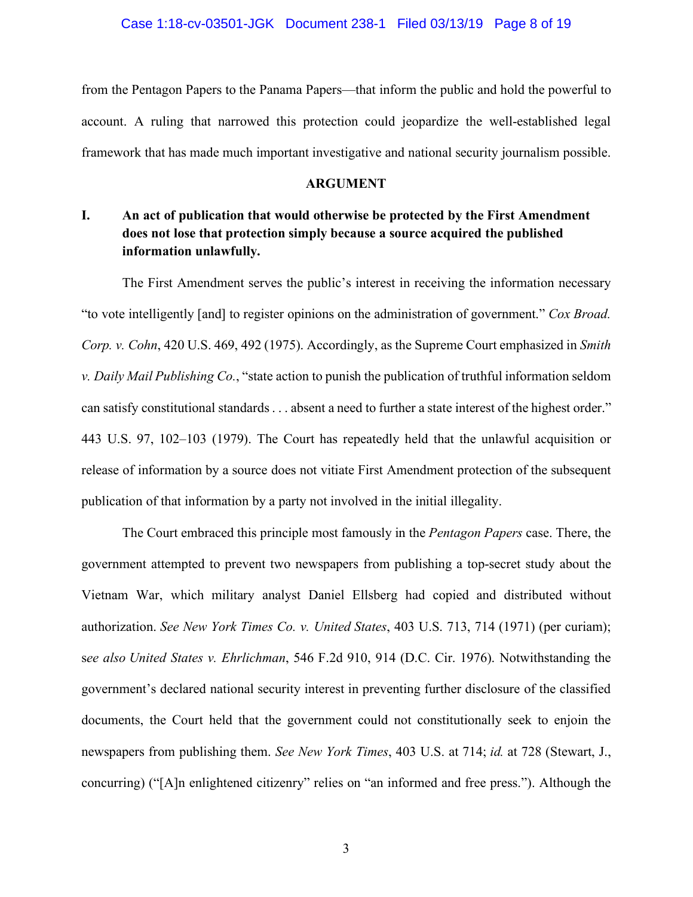from the Pentagon Papers to the Panama Papers—that inform the public and hold the powerful to account. A ruling that narrowed this protection could jeopardize the well-established legal framework that has made much important investigative and national security journalism possible.

## ARGUMENT

### I. An act of publication that would otherwise be protected by the First Amendment does not lose that protection simply because a source acquired the published information unlawfully.

The First Amendment serves the public's interest in receiving the information necessary "to vote intelligently [and] to register opinions on the administration of government." *Cox Broad. Corp. v. Cohn*, 420 U.S. 469, 492 (1975). Accordingly, as the Supreme Court emphasized in *Smith v. Daily Mail Publishing Co.*, "state action to punish the publication of truthful information seldom can satisfy constitutional standards . . . absent a need to further a state interest of the highest order." 443 U.S. 97, 102–103 (1979). The Court has repeatedly held that the unlawful acquisition or release of information by a source does not vitiate First Amendment protection of the subsequent publication of that information by a party not involved in the initial illegality.

The Court embraced this principle most famously in the *Pentagon Papers* case. There, the government attempted to prevent two newspapers from publishing a top-secret study about the Vietnam War, which military analyst Daniel Ellsberg had copied and distributed without authorization. *See New York Times Co. v. United States*, 403 U.S. 713, 714 (1971) (per curiam); *see also United States v. Ehrlichman*, 546 F.2d 910, 914 (D.C. Cir. 1976). Notwithstanding the government's declared national security interest in preventing further disclosure of the classified documents, the Court held that the government could not constitutionally seek to enjoin the newspapers from publishing them. *See New York Times*, 403 U.S. at 714; *id.* at 728 (Stewart, J., concurring) ("[A]n enlightened citizenry" relies on "an informed and free press."). Although the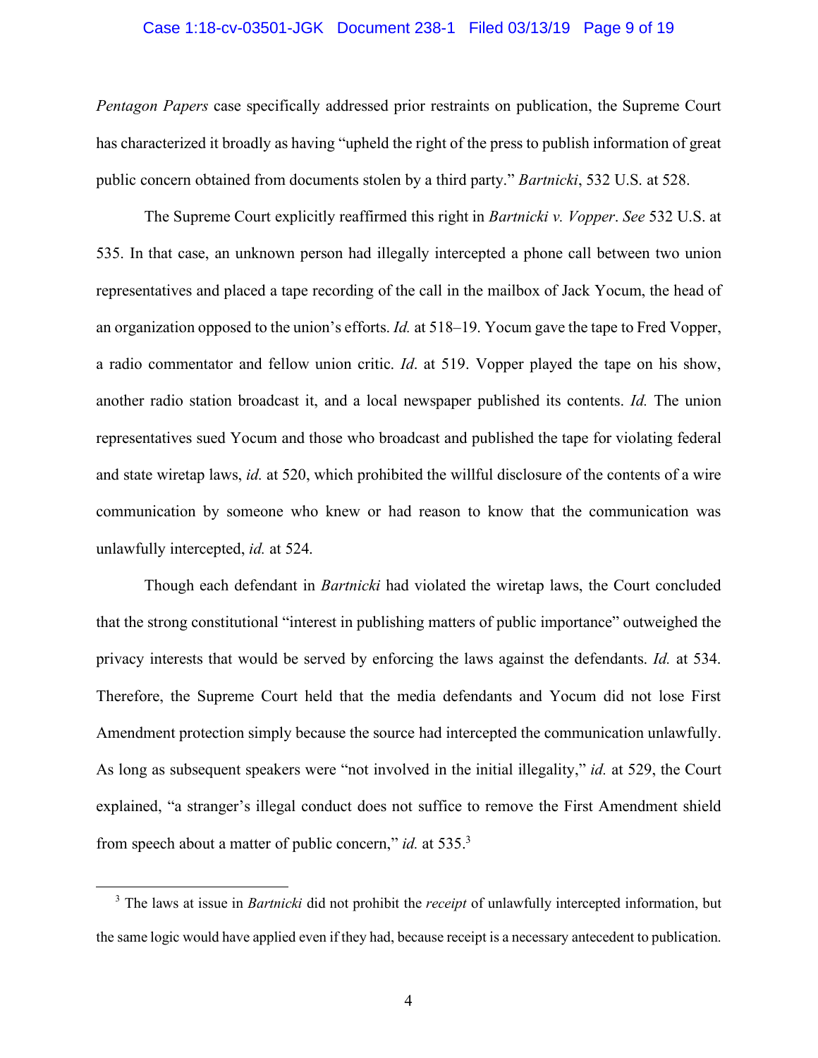*Pentagon Papers* case specifically addressed prior restraints on publication, the Supreme Court has characterized it broadly as having "upheld the right of the press to publish information of great public concern obtained from documents stolen by a third party." *Bartnicki*, 532 U.S. at 528.

The Supreme Court explicitly reaffirmed this right in *Bartnicki v. Vopper*. *See* 532 U.S. at 535. In that case, an unknown person had illegally intercepted a phone call between two union representatives and placed a tape recording of the call in the mailbox of Jack Yocum, the head of an organization opposed to the union's efforts. *Id.* at 518–19. Yocum gave the tape to Fred Vopper, a radio commentator and fellow union critic. *Id*. at 519. Vopper played the tape on his show, another radio station broadcast it, and a local newspaper published its contents. *Id.* The union representatives sued Yocum and those who broadcast and published the tape for violating federal and state wiretap laws, *id.* at 520, which prohibited the willful disclosure of the contents of a wire communication by someone who knew or had reason to know that the communication was unlawfully intercepted, *id.* at 524.

Though each defendant in *Bartnicki* had violated the wiretap laws, the Court concluded that the strong constitutional "interest in publishing matters of public importance" outweighed the privacy interests that would be served by enforcing the laws against the defendants. *Id.* at 534. Therefore, the Supreme Court held that the media defendants and Yocum did not lose First Amendment protection simply because the source had intercepted the communication unlawfully. As long as subsequent speakers were "not involved in the initial illegality," *id.* at 529, the Court explained, "a stranger's illegal conduct does not suffice to remove the First Amendment shield from speech about a matter of public concern," *id.* at 535.[3]

[3] The laws at issue in *Bartnicki* did not prohibit the *receipt* of unlawfully intercepted information, but the same logic would have applied even if they had, because receipt is a necessary antecedent to publication.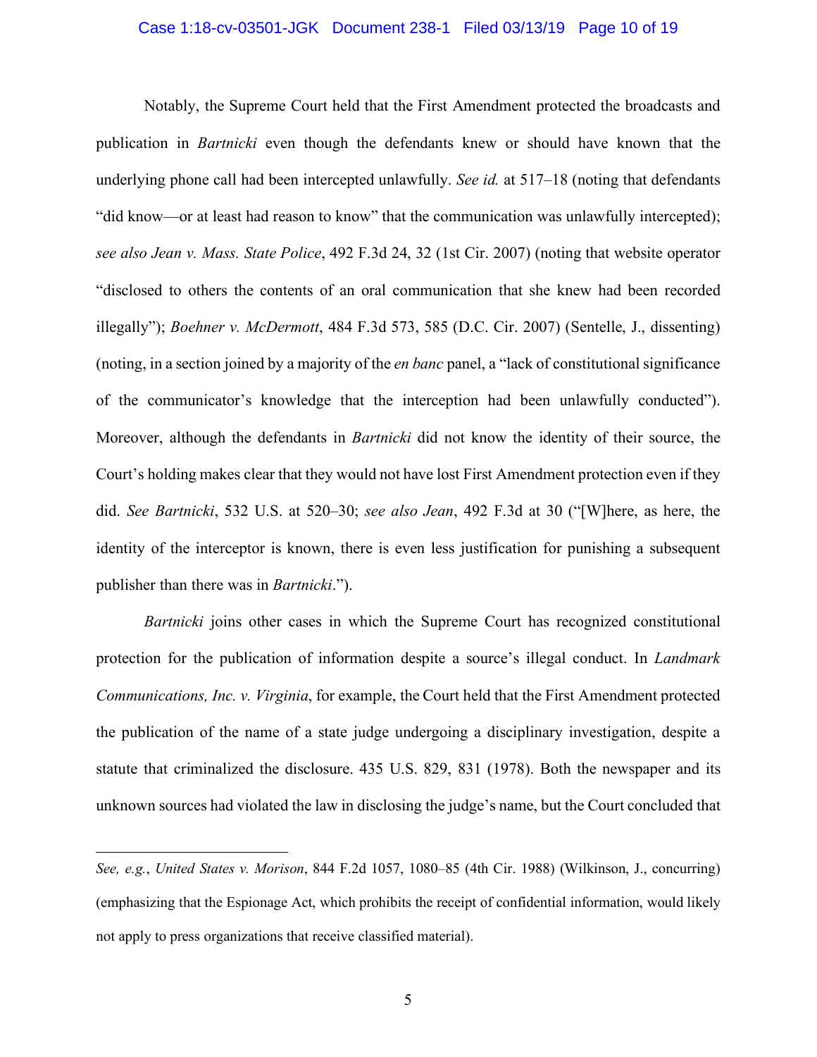Notably, the Supreme Court held that the First Amendment protected the broadcasts and publication in *Bartnicki* even though the defendants knew or should have known that the underlying phone call had been intercepted unlawfully. *See id.* at 517–18 (noting that defendants "did know—or at least had reason to know" that the communication was unlawfully intercepted); *see also Jean v. Mass. State Police*, 492 F.3d 24, 32 (1st Cir. 2007) (noting that website operator "disclosed to others the contents of an oral communication that she knew had been recorded illegally"); *Boehner v. McDermott*, 484 F.3d 573, 585 (D.C. Cir. 2007) (Sentelle, J., dissenting) (noting, in a section joined by a majority of the *en banc* panel, a "lack of constitutional significance of the communicator's knowledge that the interception had been unlawfully conducted"). Moreover, although the defendants in *Bartnicki* did not know the identity of their source, the Court's holding makes clear that they would not have lost First Amendment protection even if they did. *See Bartnicki*, 532 U.S. at 520–30; *see also Jean*, 492 F.3d at 30 ("[W]here, as here, the identity of the interceptor is known, there is even less justification for punishing a subsequent publisher than there was in *Bartnicki*.").

*Bartnicki* joins other cases in which the Supreme Court has recognized constitutional protection for the publication of information despite a source's illegal conduct. In *Landmark Communications, Inc. v. Virginia*, for example, the Court held that the First Amendment protected the publication of the name of a state judge undergoing a disciplinary investigation, despite a statute that criminalized the disclosure. 435 U.S. 829, 831 (1978). Both the newspaper and its unknown sources had violated the law in disclosing the judge's name, but the Court concluded that

---

*See, e.g.*, *United States v. Morison*, 844 F.2d 1057, 1080–85 (4th Cir. 1988) (Wilkinson, J., concurring) (emphasizing that the Espionage Act, which prohibits the receipt of confidential information, would likely not apply to press organizations that receive classified material).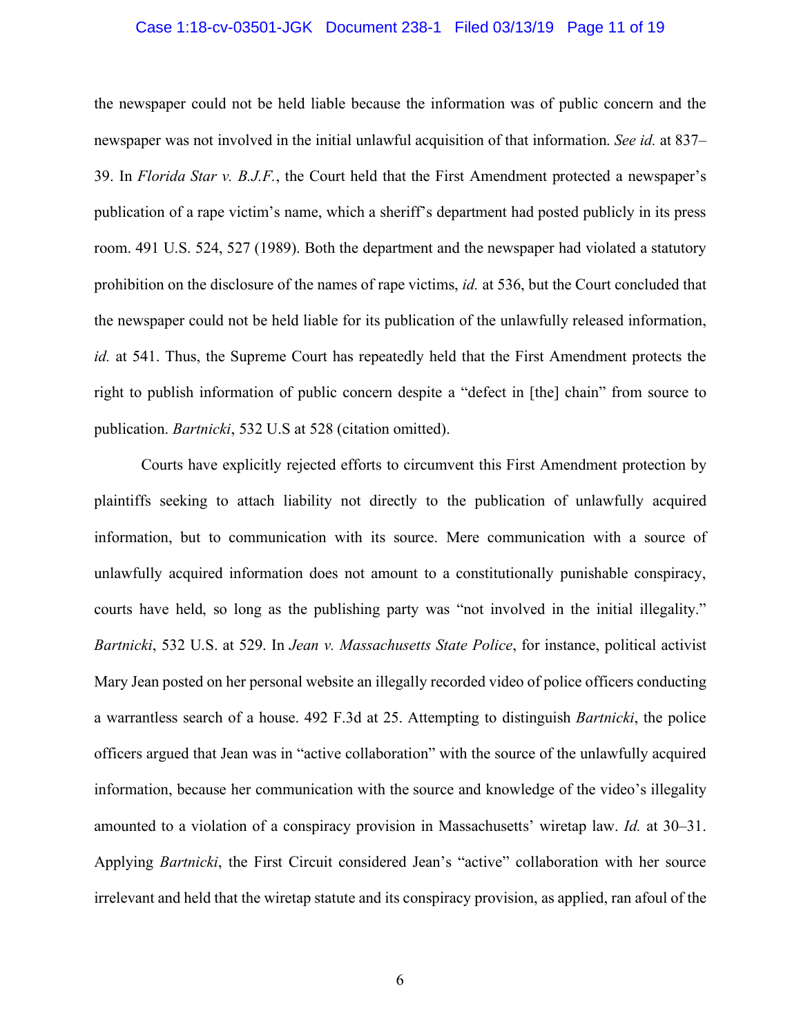the newspaper could not be held liable because the information was of public concern and the newspaper was not involved in the initial unlawful acquisition of that information. *See id.* at 837–39. In *Florida Star v. B.J.F.*, the Court held that the First Amendment protected a newspaper's publication of a rape victim's name, which a sheriff's department had posted publicly in its press room. 491 U.S. 524, 527 (1989). Both the department and the newspaper had violated a statutory prohibition on the disclosure of the names of rape victims, *id.* at 536, but the Court concluded that the newspaper could not be held liable for its publication of the unlawfully released information, *id.* at 541. Thus, the Supreme Court has repeatedly held that the First Amendment protects the right to publish information of public concern despite a "defect in [the] chain" from source to publication. *Bartnicki*, 532 U.S at 528 (citation omitted).

Courts have explicitly rejected efforts to circumvent this First Amendment protection by plaintiffs seeking to attach liability not directly to the publication of unlawfully acquired information, but to communication with its source. Mere communication with a source of unlawfully acquired information does not amount to a constitutionally punishable conspiracy, courts have held, so long as the publishing party was "not involved in the initial illegality." *Bartnicki*, 532 U.S. at 529. In *Jean v. Massachusetts State Police*, for instance, political activist Mary Jean posted on her personal website an illegally recorded video of police officers conducting a warrantless search of a house. 492 F.3d at 25. Attempting to distinguish *Bartnicki*, the police officers argued that Jean was in "active collaboration" with the source of the unlawfully acquired information, because her communication with the source and knowledge of the video's illegality amounted to a violation of a conspiracy provision in Massachusetts' wiretap law. *Id.* at 30–31. Applying *Bartnicki*, the First Circuit considered Jean's "active" collaboration with her source irrelevant and held that the wiretap statute and its conspiracy provision, as applied, ran afoul of the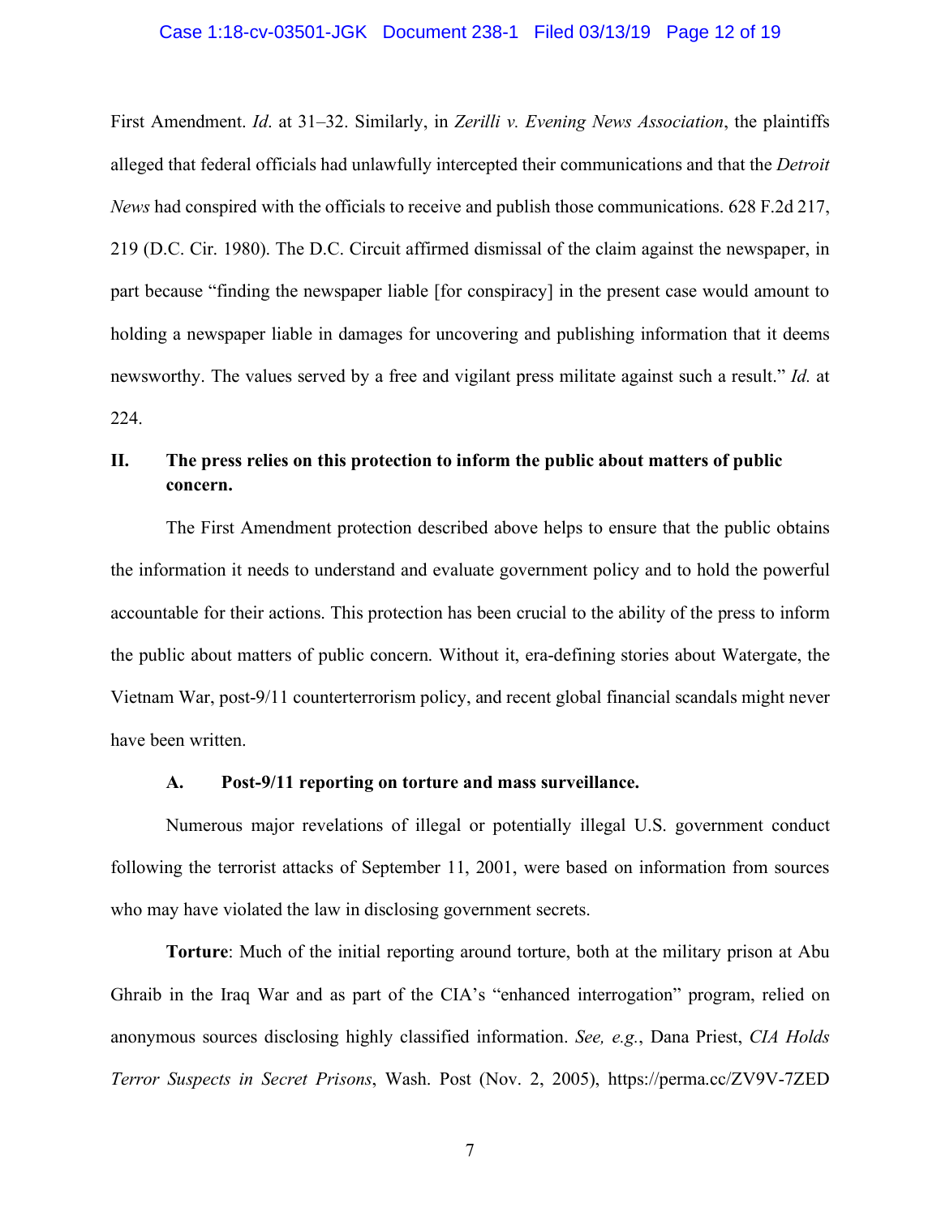First Amendment. *Id*. at 31–32. Similarly, in *Zerilli v. Evening News Association*, the plaintiffs alleged that federal officials had unlawfully intercepted their communications and that the *Detroit News* had conspired with the officials to receive and publish those communications. 628 F.2d 217, 219 (D.C. Cir. 1980). The D.C. Circuit affirmed dismissal of the claim against the newspaper, in part because "finding the newspaper liable [for conspiracy] in the present case would amount to holding a newspaper liable in damages for uncovering and publishing information that it deems newsworthy. The values served by a free and vigilant press militate against such a result." *Id.* at 224.

## II. The press relies on this protection to inform the public about matters of public concern.

The First Amendment protection described above helps to ensure that the public obtains the information it needs to understand and evaluate government policy and to hold the powerful accountable for their actions. This protection has been crucial to the ability of the press to inform the public about matters of public concern. Without it, era-defining stories about Watergate, the Vietnam War, post-9/11 counterterrorism policy, and recent global financial scandals might never have been written.

### A. Post-9/11 reporting on torture and mass surveillance.

Numerous major revelations of illegal or potentially illegal U.S. government conduct following the terrorist attacks of September 11, 2001, were based on information from sources who may have violated the law in disclosing government secrets.

**Torture**: Much of the initial reporting around torture, both at the military prison at Abu Ghraib in the Iraq War and as part of the CIA's "enhanced interrogation" program, relied on anonymous sources disclosing highly classified information. *See, e.g.*, Dana Priest, *CIA Holds Terror Suspects in Secret Prisons*, Wash. Post (Nov. 2, 2005), https://perma.cc/ZV9V-7ZED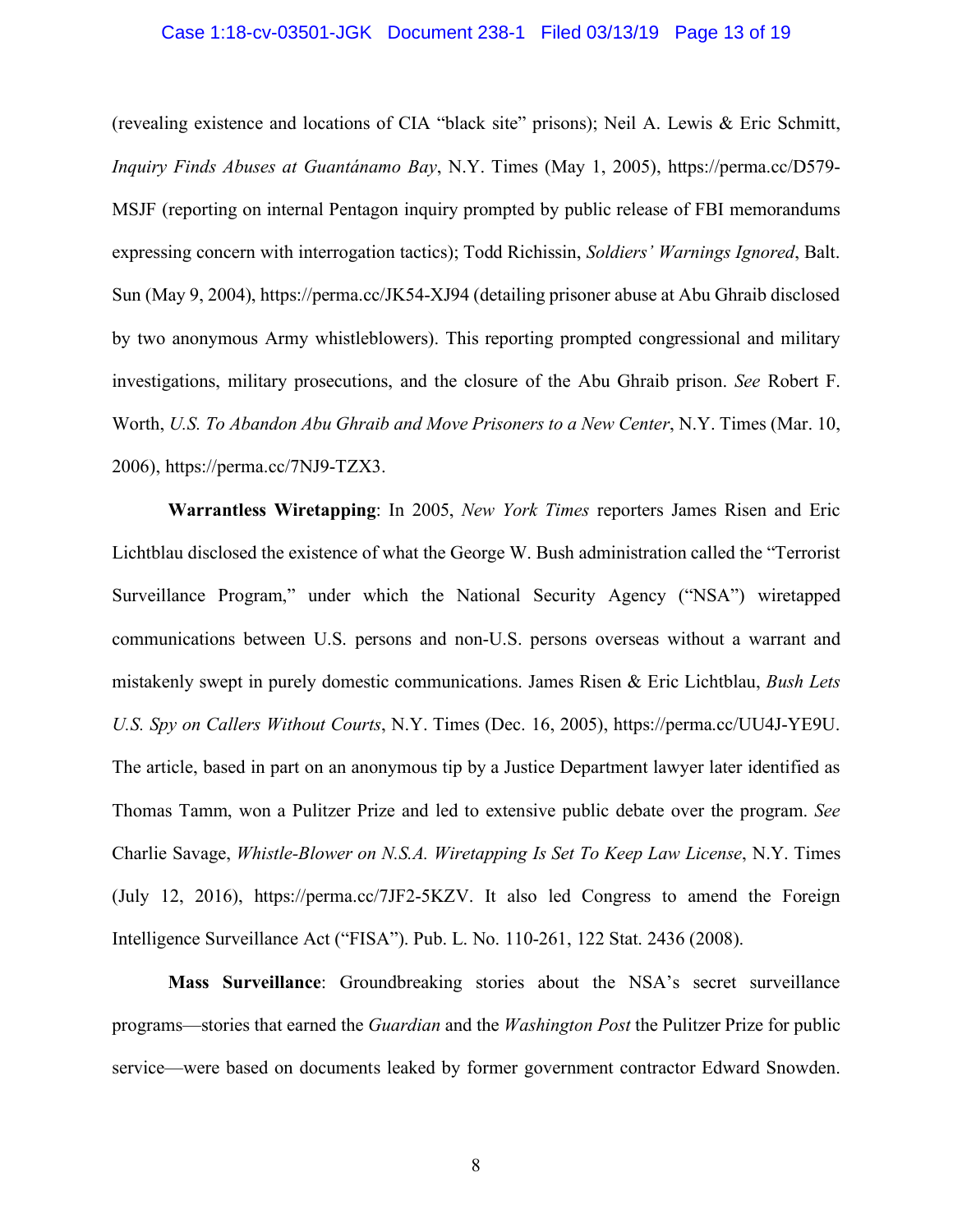(revealing existence and locations of CIA "black site" prisons); Neil A. Lewis & Eric Schmitt, *Inquiry Finds Abuses at Guantánamo Bay*, N.Y. Times (May 1, 2005), https://perma.cc/D579-MSJF (reporting on internal Pentagon inquiry prompted by public release of FBI memorandums expressing concern with interrogation tactics); Todd Richissin, *Soldiers' Warnings Ignored*, Balt. Sun (May 9, 2004), https://perma.cc/JK54-XJ94 (detailing prisoner abuse at Abu Ghraib disclosed by two anonymous Army whistleblowers). This reporting prompted congressional and military investigations, military prosecutions, and the closure of the Abu Ghraib prison. *See* Robert F. Worth, *U.S. To Abandon Abu Ghraib and Move Prisoners to a New Center*, N.Y. Times (Mar. 10, 2006), https://perma.cc/7NJ9-TZX3.

**Warrantless Wiretapping**: In 2005, *New York Times* reporters James Risen and Eric Lichtblau disclosed the existence of what the George W. Bush administration called the "Terrorist Surveillance Program," under which the National Security Agency ("NSA") wiretapped communications between U.S. persons and non-U.S. persons overseas without a warrant and mistakenly swept in purely domestic communications. James Risen & Eric Lichtblau, *Bush Lets U.S. Spy on Callers Without Courts*, N.Y. Times (Dec. 16, 2005), https://perma.cc/UU4J-YE9U. The article, based in part on an anonymous tip by a Justice Department lawyer later identified as Thomas Tamm, won a Pulitzer Prize and led to extensive public debate over the program. *See* Charlie Savage, *Whistle-Blower on N.S.A. Wiretapping Is Set To Keep Law License*, N.Y. Times (July 12, 2016), https://perma.cc/7JF2-5KZV. It also led Congress to amend the Foreign Intelligence Surveillance Act ("FISA"). Pub. L. No. 110-261, 122 Stat. 2436 (2008).

**Mass Surveillance**: Groundbreaking stories about the NSA's secret surveillance programs—stories that earned the *Guardian* and the *Washington Post* the Pulitzer Prize for public service—were based on documents leaked by former government contractor Edward Snowden.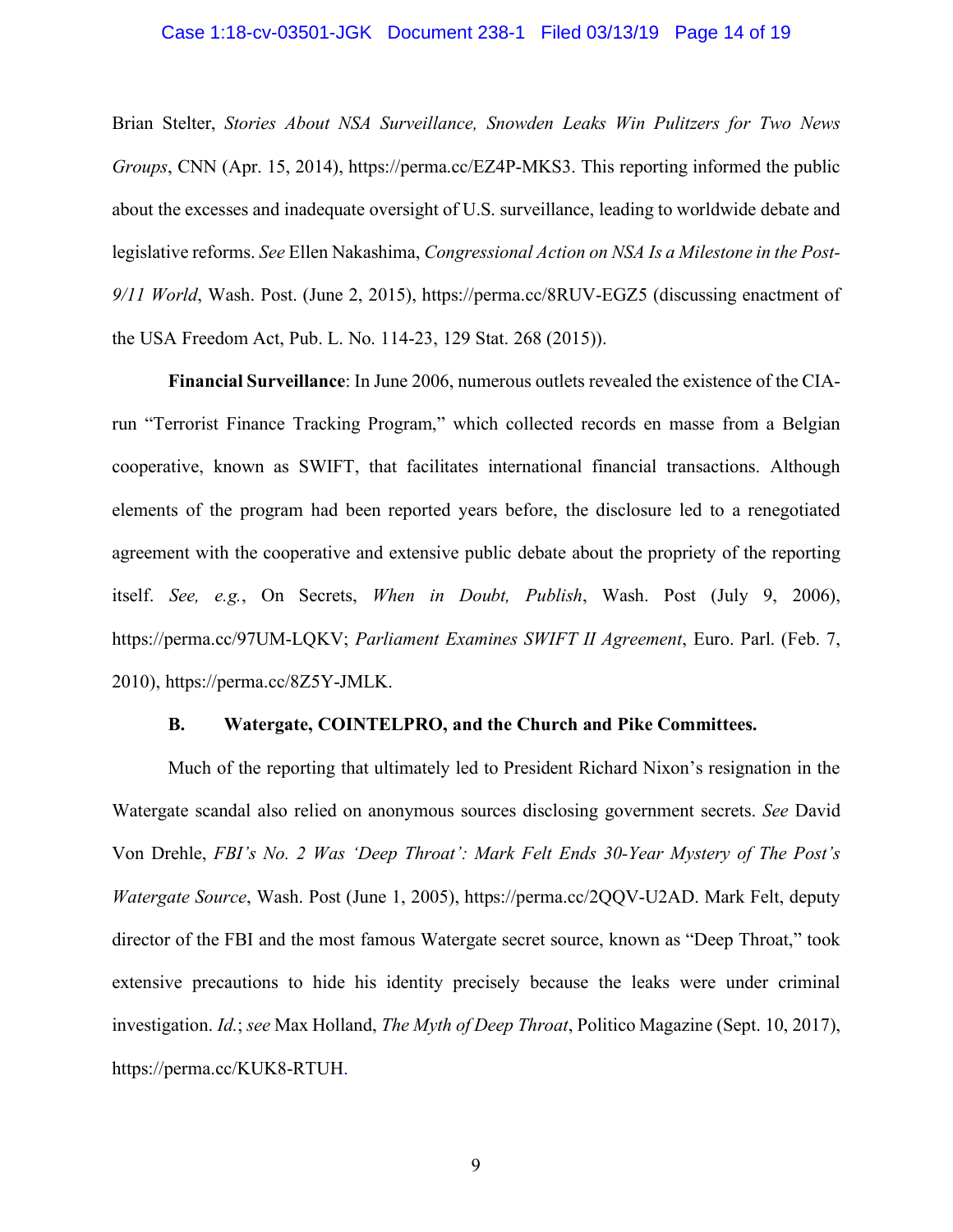Brian Stelter, *Stories About NSA Surveillance, Snowden Leaks Win Pulitzers for Two News Groups*, CNN (Apr. 15, 2014), https://perma.cc/EZ4P-MKS3. This reporting informed the public about the excesses and inadequate oversight of U.S. surveillance, leading to worldwide debate and legislative reforms. *See* Ellen Nakashima, *Congressional Action on NSA Is a Milestone in the Post-9/11 World*, Wash. Post. (June 2, 2015), https://perma.cc/8RUV-EGZ5 (discussing enactment of the USA Freedom Act, Pub. L. No. 114-23, 129 Stat. 268 (2015)).

**Financial Surveillance**: In June 2006, numerous outlets revealed the existence of the CIA-run "Terrorist Finance Tracking Program," which collected records en masse from a Belgian cooperative, known as SWIFT, that facilitates international financial transactions. Although elements of the program had been reported years before, the disclosure led to a renegotiated agreement with the cooperative and extensive public debate about the propriety of the reporting itself. *See, e.g.*, On Secrets, *When in Doubt, Publish*, Wash. Post (July 9, 2006), https://perma.cc/97UM-LQKV; *Parliament Examines SWIFT II Agreement*, Euro. Parl. (Feb. 7, 2010), https://perma.cc/8Z5Y-JMLK.

### B. Watergate, COINTELPRO, and the Church and Pike Committees.

Much of the reporting that ultimately led to President Richard Nixon's resignation in the Watergate scandal also relied on anonymous sources disclosing government secrets. *See* David Von Drehle, *FBI's No. 2 Was 'Deep Throat': Mark Felt Ends 30-Year Mystery of The Post's Watergate Source*, Wash. Post (June 1, 2005), https://perma.cc/2QQV-U2AD. Mark Felt, deputy director of the FBI and the most famous Watergate secret source, known as "Deep Throat," took extensive precautions to hide his identity precisely because the leaks were under criminal investigation. *Id.*; *see* Max Holland, *The Myth of Deep Throat*, Politico Magazine (Sept. 10, 2017), https://perma.cc/KUK8-RTUH.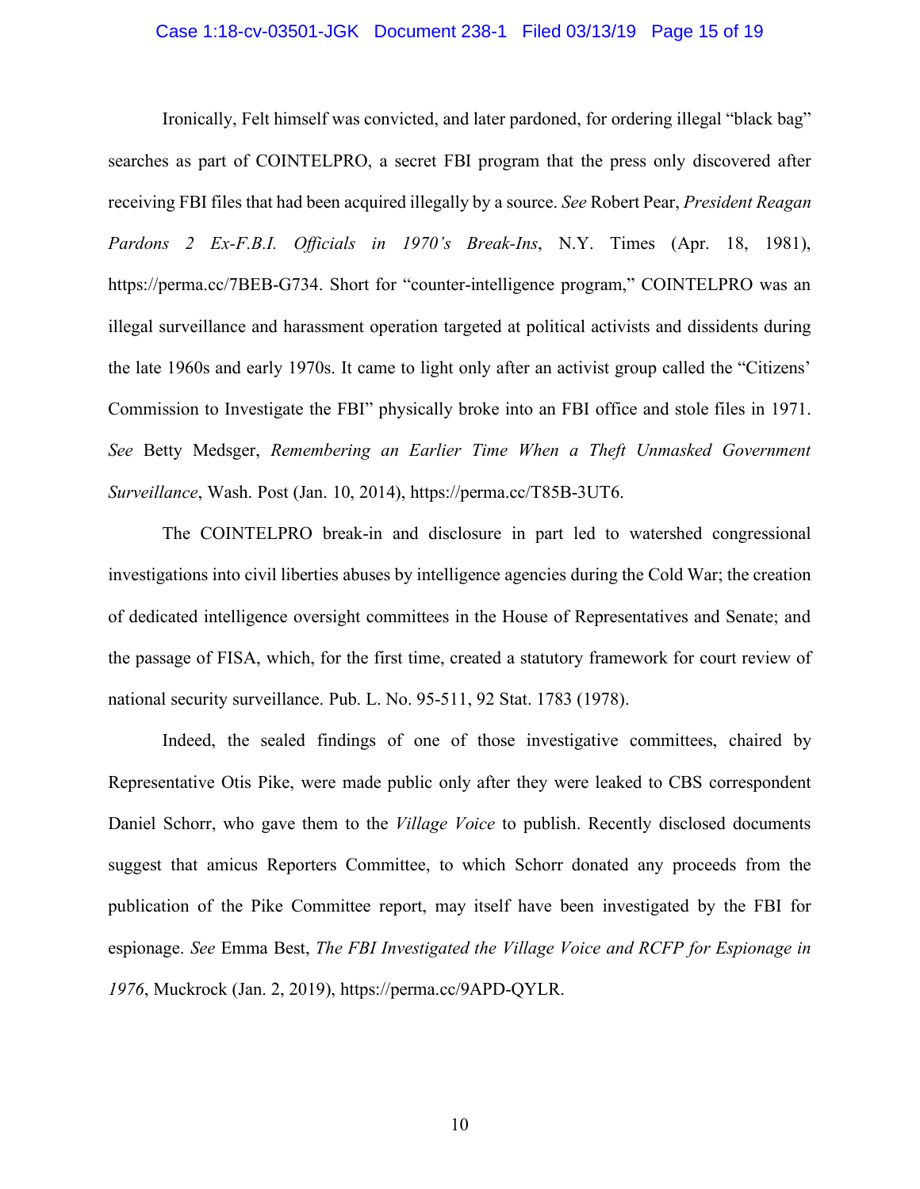Ironically, Felt himself was convicted, and later pardoned, for ordering illegal "black bag" searches as part of COINTELPRO, a secret FBI program that the press only discovered after receiving FBI files that had been acquired illegally by a source. *See* Robert Pear, *President Reagan Pardons 2 Ex-F.B.I. Officials in 1970's Break-Ins*, N.Y. Times (Apr. 18, 1981), https://perma.cc/7BEB-G734. Short for "counter-intelligence program," COINTELPRO was an illegal surveillance and harassment operation targeted at political activists and dissidents during the late 1960s and early 1970s. It came to light only after an activist group called the "Citizens' Commission to Investigate the FBI" physically broke into an FBI office and stole files in 1971. *See* Betty Medsger, *Remembering an Earlier Time When a Theft Unmasked Government Surveillance*, Wash. Post (Jan. 10, 2014), https://perma.cc/T85B-3UT6.

The COINTELPRO break-in and disclosure in part led to watershed congressional investigations into civil liberties abuses by intelligence agencies during the Cold War; the creation of dedicated intelligence oversight committees in the House of Representatives and Senate; and the passage of FISA, which, for the first time, created a statutory framework for court review of national security surveillance. Pub. L. No. 95-511, 92 Stat. 1783 (1978).

Indeed, the sealed findings of one of those investigative committees, chaired by Representative Otis Pike, were made public only after they were leaked to CBS correspondent Daniel Schorr, who gave them to the *Village Voice* to publish. Recently disclosed documents suggest that amicus Reporters Committee, to which Schorr donated any proceeds from the publication of the Pike Committee report, may itself have been investigated by the FBI for espionage. *See* Emma Best, *The FBI Investigated the Village Voice and RCFP for Espionage in 1976*, Muckrock (Jan. 2, 2019), https://perma.cc/9APD-QYLR.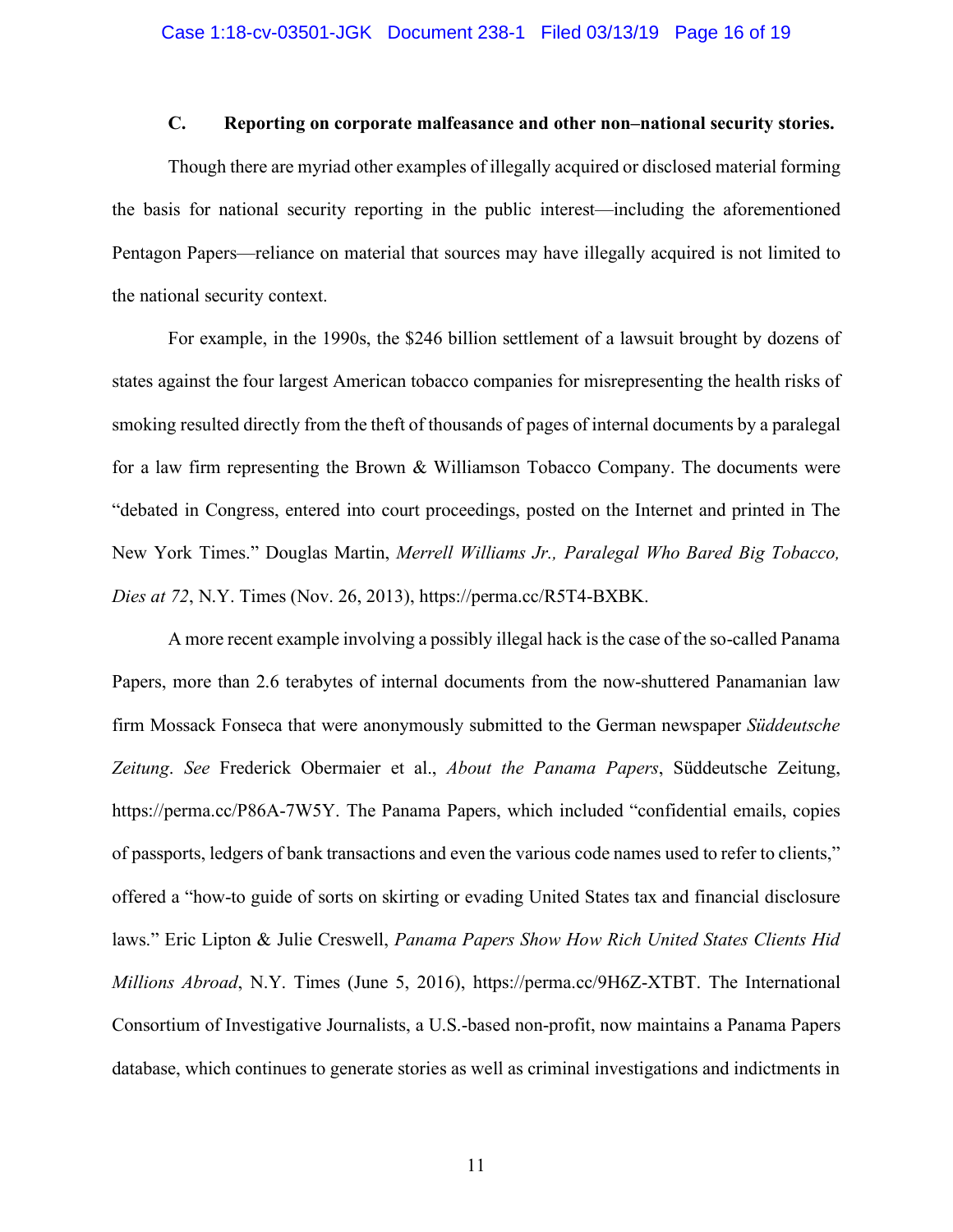### C. Reporting on corporate malfeasance and other non–national security stories.

Though there are myriad other examples of illegally acquired or disclosed material forming the basis for national security reporting in the public interest—including the aforementioned Pentagon Papers—reliance on material that sources may have illegally acquired is not limited to the national security context.

For example, in the 1990s, the $246 billion settlement of a lawsuit brought by dozens of states against the four largest American tobacco companies for misrepresenting the health risks of smoking resulted directly from the theft of thousands of pages of internal documents by a paralegal for a law firm representing the Brown & Williamson Tobacco Company. The documents were "debated in Congress, entered into court proceedings, posted on the Internet and printed in The New York Times." Douglas Martin, *Merrell Williams Jr., Paralegal Who Bared Big Tobacco, Dies at 72*, N.Y. Times (Nov. 26, 2013), https://perma.cc/R5T4-BXBK.

A more recent example involving a possibly illegal hack is the case of the so-called Panama Papers, more than 2.6 terabytes of internal documents from the now-shuttered Panamanian law firm Mossack Fonseca that were anonymously submitted to the German newspaper *Süddeutsche Zeitung*. *See* Frederick Obermaier et al., *About the Panama Papers*, Süddeutsche Zeitung, https://perma.cc/P86A-7W5Y. The Panama Papers, which included "confidential emails, copies of passports, ledgers of bank transactions and even the various code names used to refer to clients," offered a "how-to guide of sorts on skirting or evading United States tax and financial disclosure laws." Eric Lipton & Julie Creswell, *Panama Papers Show How Rich United States Clients Hid Millions Abroad*, N.Y. Times (June 5, 2016), https://perma.cc/9H6Z-XTBT. The International Consortium of Investigative Journalists, a U.S.-based non-profit, now maintains a Panama Papers database, which continues to generate stories as well as criminal investigations and indictments in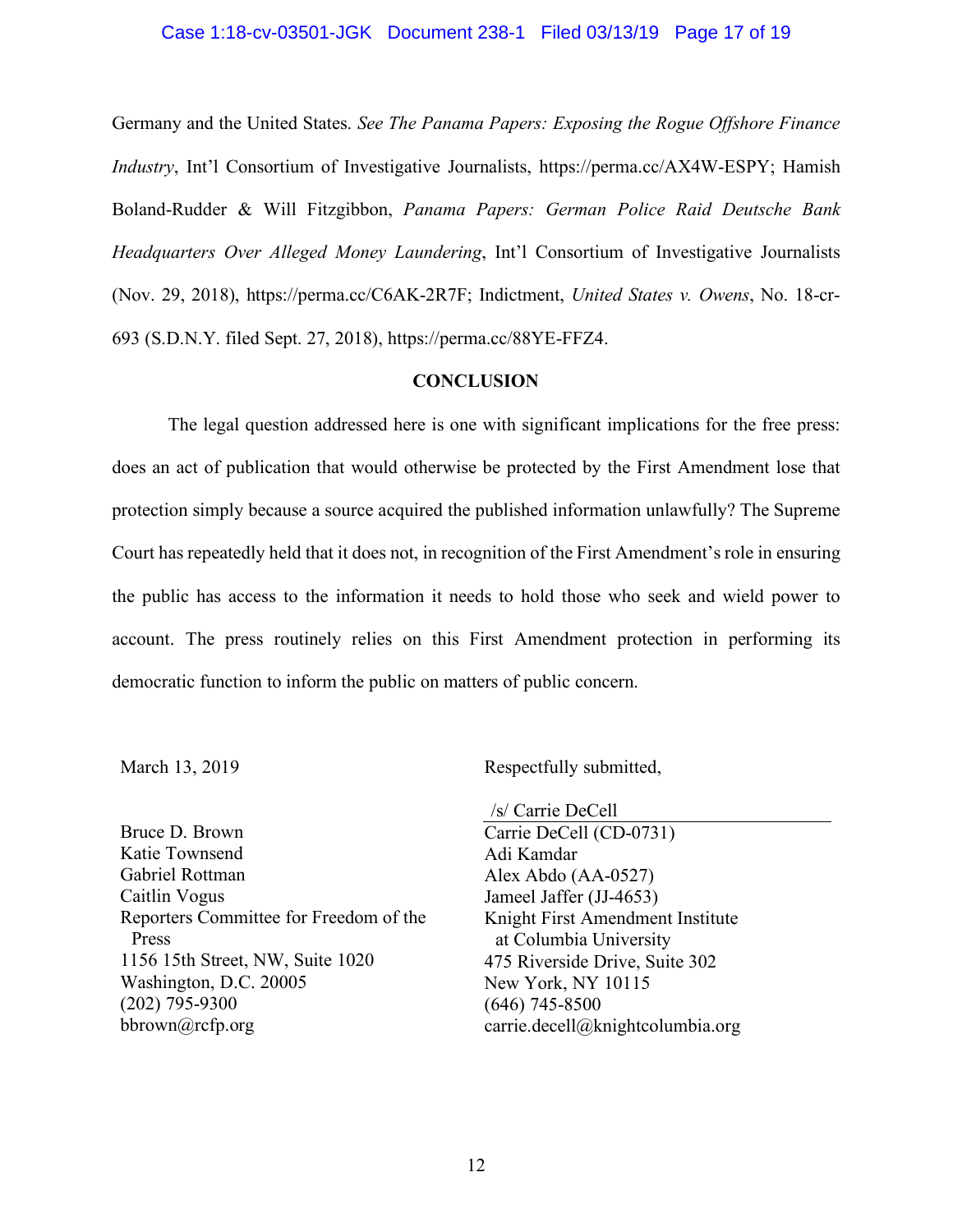Germany and the United States. *See The Panama Papers: Exposing the Rogue Offshore Finance Industry*, Int'l Consortium of Investigative Journalists, https://perma.cc/AX4W-ESPY; Hamish Boland-Rudder & Will Fitzgibbon, *Panama Papers: German Police Raid Deutsche Bank Headquarters Over Alleged Money Laundering*, Int'l Consortium of Investigative Journalists (Nov. 29, 2018), https://perma.cc/C6AK-2R7F; Indictment, *United States v. Owens*, No. 18-cr-693 (S.D.N.Y. filed Sept. 27, 2018), https://perma.cc/88YE-FFZ4.

**CONCLUSION**

The legal question addressed here is one with significant implications for the free press: does an act of publication that would otherwise be protected by the First Amendment lose that protection simply because a source acquired the published information unlawfully? The Supreme Court has repeatedly held that it does not, in recognition of the First Amendment's role in ensuring the public has access to the information it needs to hold those who seek and wield power to account. The press routinely relies on this First Amendment protection in performing its democratic function to inform the public on matters of public concern.

March 13, 2019

Respectfully submitted,

/s/ Carrie DeCell

Carrie DeCell (CD-0731)
Adi Kamdar
Alex Abdo (AA-0527)
Jameel Jaffer (JJ-4653)
Knight First Amendment Institute at Columbia University
475 Riverside Drive, Suite 302
New York, NY 10115
(646) 745-8500
carrie.decell@knightcolumbia.org

Bruce D. Brown
Katie Townsend
Gabriel Rottman
Caitlin Vogus
Reporters Committee for Freedom of the Press
1156 15th Street, NW, Suite 1020
Washington, D.C. 20005
(202) 795-9300
bbrown@rcfp.org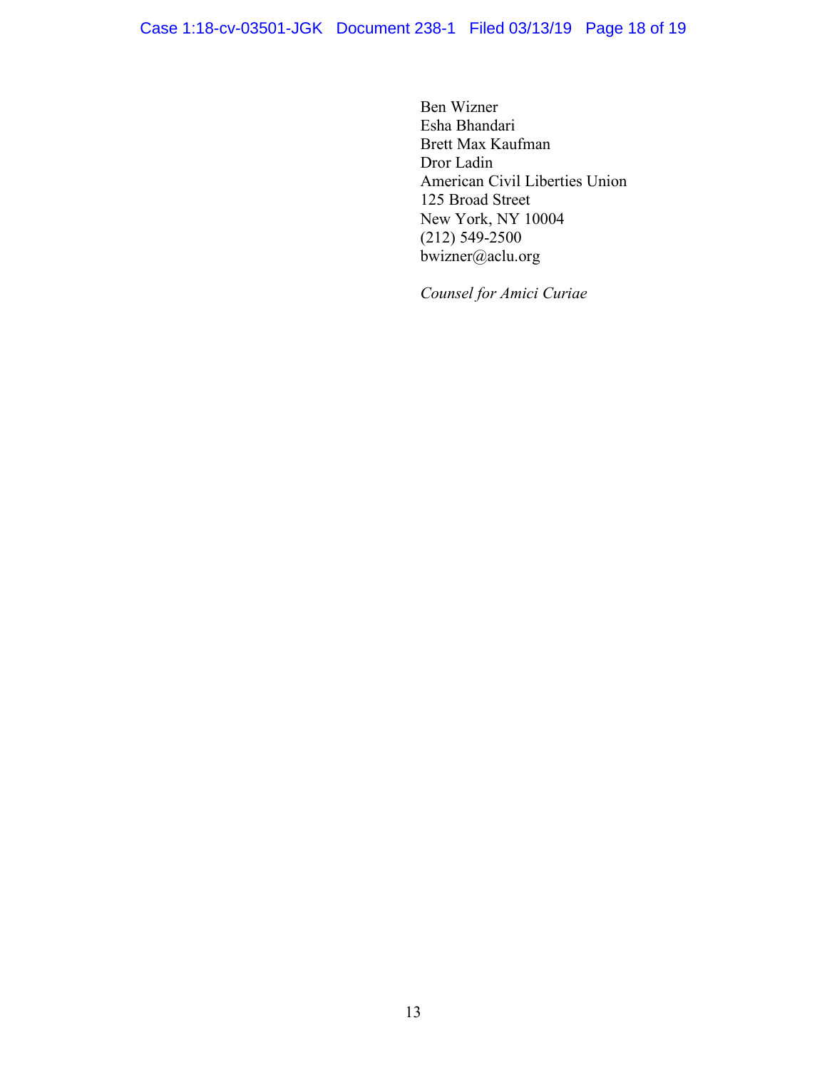Ben Wizner
Esha Bhandari
Brett Max Kaufman
Dror Ladin
American Civil Liberties Union
125 Broad Street
New York, NY 10004
(212) 549-2500
bwizner@aclu.org

*Counsel for Amici Curiae*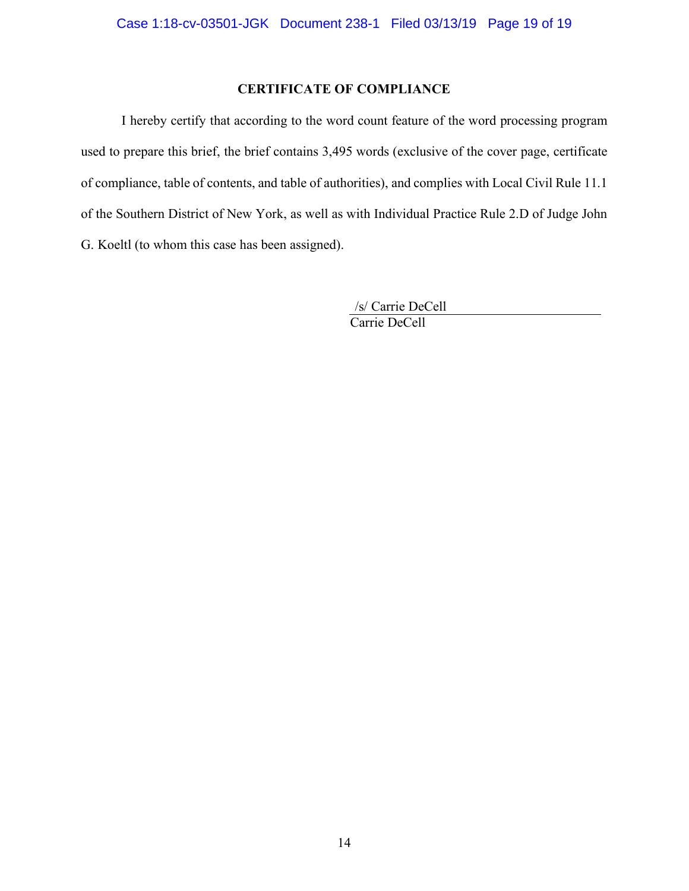## CERTIFICATE OF COMPLIANCE

I hereby certify that according to the word count feature of the word processing program used to prepare this brief, the brief contains 3,495 words (exclusive of the cover page, certificate of compliance, table of contents, and table of authorities), and complies with Local Civil Rule 11.1 of the Southern District of New York, as well as with Individual Practice Rule 2.D of Judge John G. Koeltl (to whom this case has been assigned).

/s/ Carrie DeCell  
Carrie DeCell